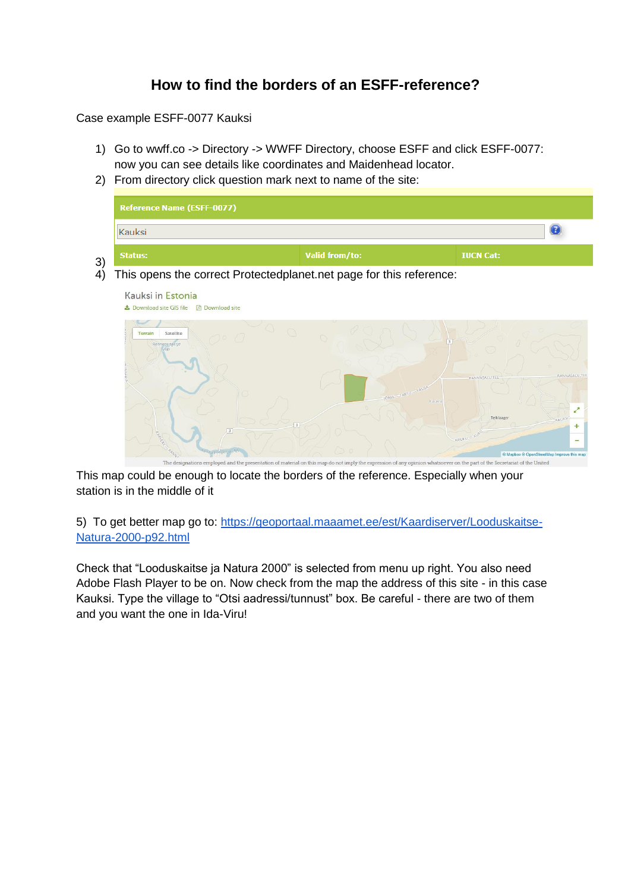# How to find the borders of an ESFF-reference?

Case example ESFF-0077 Kauksi

1) Go to wwff.co -> Directory -> WWFF Directory, choose ESFF and click ESFF-0077: now you can see details like coordinates and Maidenhead locator.
2) From directory click question mark next to name of the site:
3) 
4) This opens the correct Protectedplanet.net page for this reference:

This map could be enough to locate the borders of the reference. Especially when your station is in the middle of it

5) To get better map go to: [https://geoportaal.maaamet.ee/est/Kaardiserver/Looduskaitse-Natura-2000-p92.html](https://geoportaal.maaamet.ee/est/Kaardiserver/Looduskaitse-Natura-2000-p92.html)

Check that "Looduskaitse ja Natura 2000" is selected from menu up right. You also need Adobe Flash Player to be on. Now check from the map the address of this site - in this case Kauksi. Type the village to "Otsi aadressi/tunnust" box. Be careful - there are two of them and you want the one in Ida-Viru!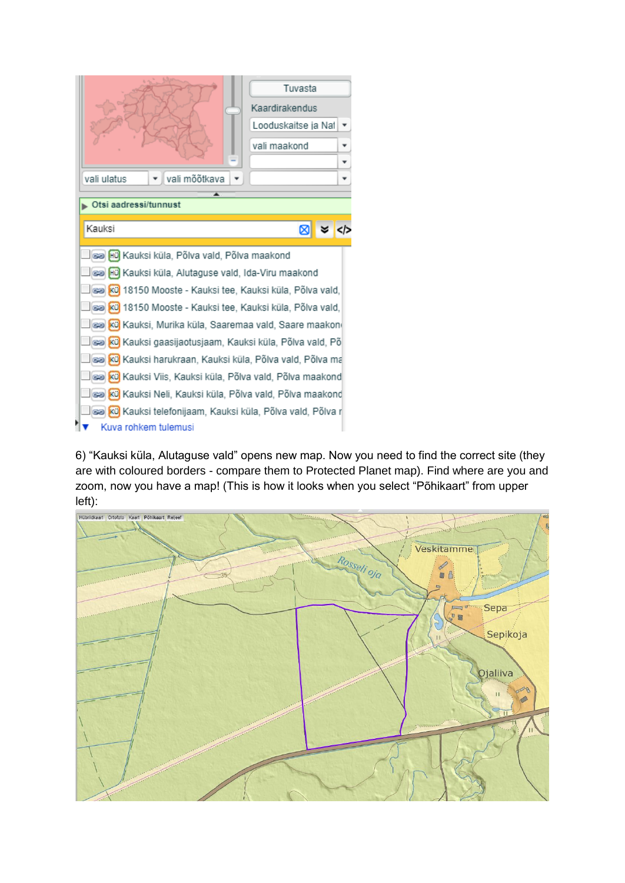6) “Kauksi küla, Alutaguse vald” opens new map. Now you need to find the correct site (they are with coloured borders - compare them to Protected Planet map). Find where are you and zoom, now you have a map! (This is how it looks when you select “Põhikaart” from upper left):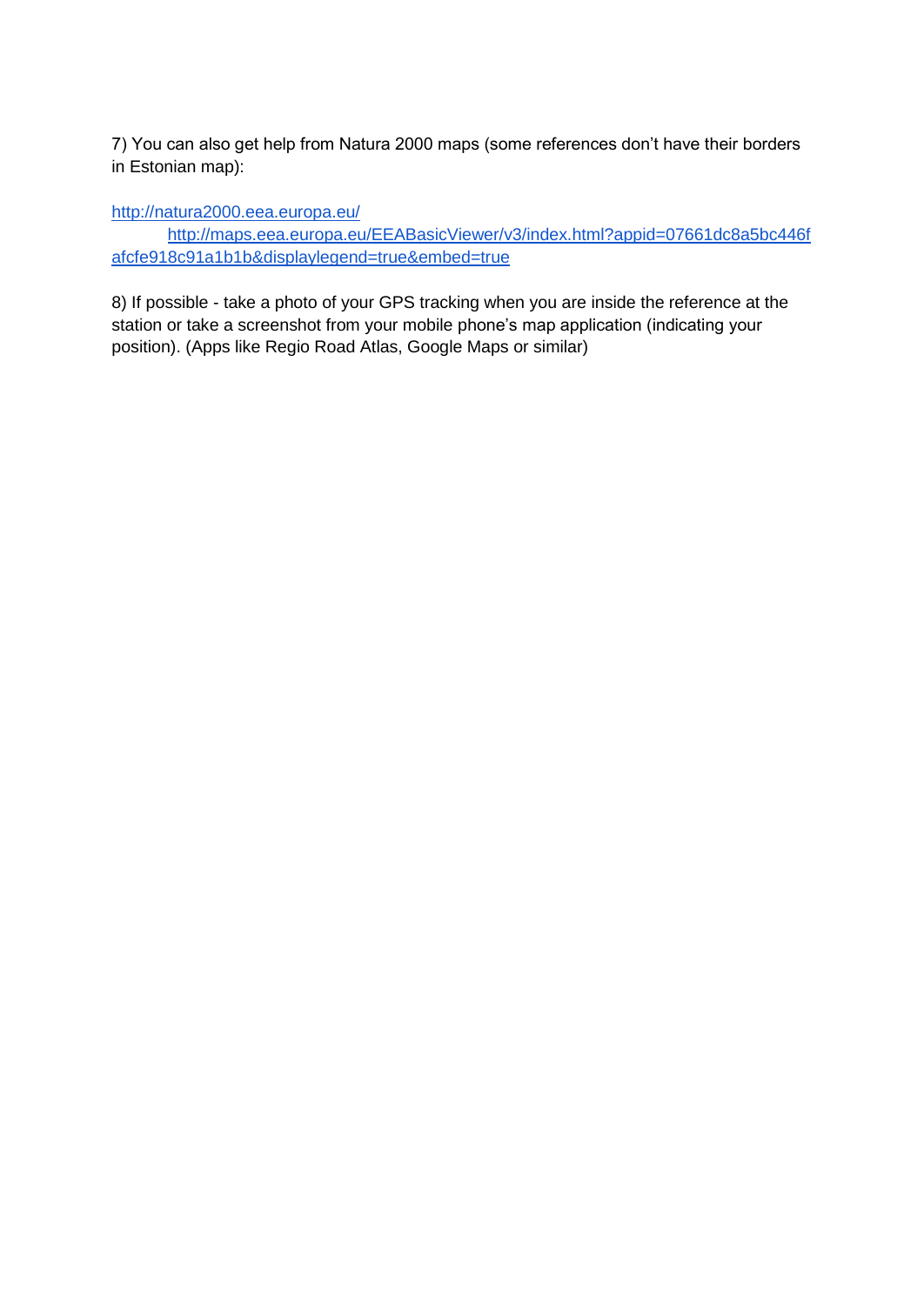7) You can also get help from Natura 2000 maps (some references don't have their borders in Estonian map):

http://natura2000.eea.europa.eu/
http://maps.eea.europa.eu/EEABasicViewer/v3/index.html?appid=07661dc8a5bc446fafcfe918c91a1b1b&displaylegend=true&embed=true

8) If possible - take a photo of your GPS tracking when you are inside the reference at the station or take a screenshot from your mobile phone's map application (indicating your position). (Apps like Regio Road Atlas, Google Maps or similar)